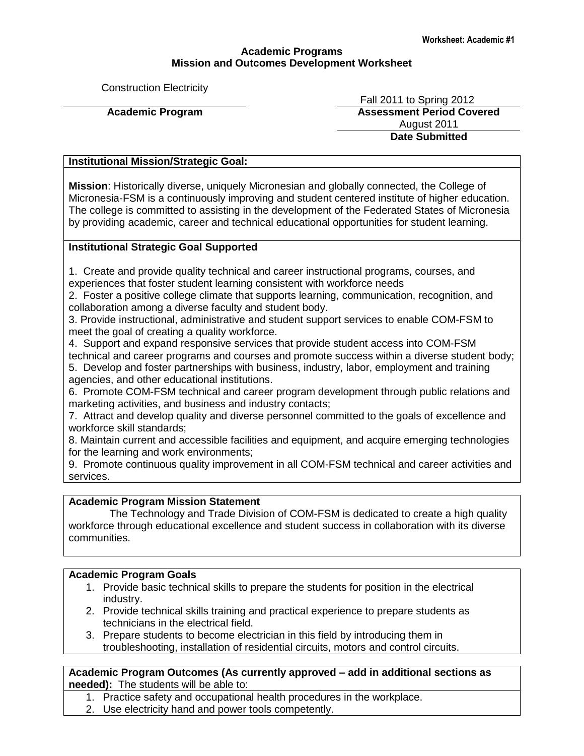Worksheet: Academic #1

## Academic Programs
## Mission and Outcomes Development Worksheet

Construction Electricity
**Academic Program**

Fall 2011 to Spring 2012
**Assessment Period Covered**

August 2011
**Date Submitted**

**Institutional Mission/Strategic Goal:**

**Mission**: Historically diverse, uniquely Micronesian and globally connected, the College of Micronesia-FSM is a continuously improving and student centered institute of higher education. The college is committed to assisting in the development of the Federated States of Micronesia by providing academic, career and technical educational opportunities for student learning.

**Institutional Strategic Goal Supported**

1. Create and provide quality technical and career instructional programs, courses, and experiences that foster student learning consistent with workforce needs
2. Foster a positive college climate that supports learning, communication, recognition, and collaboration among a diverse faculty and student body.
3. Provide instructional, administrative and student support services to enable COM-FSM to meet the goal of creating a quality workforce.
4. Support and expand responsive services that provide student access into COM-FSM technical and career programs and courses and promote success within a diverse student body;
5. Develop and foster partnerships with business, industry, labor, employment and training agencies, and other educational institutions.
6. Promote COM-FSM technical and career program development through public relations and marketing activities, and business and industry contacts;
7. Attract and develop quality and diverse personnel committed to the goals of excellence and workforce skill standards;
8. Maintain current and accessible facilities and equipment, and acquire emerging technologies for the learning and work environments;
9. Promote continuous quality improvement in all COM-FSM technical and career activities and services.

**Academic Program Mission Statement**

The Technology and Trade Division of COM-FSM is dedicated to create a high quality workforce through educational excellence and student success in collaboration with its diverse communities.

**Academic Program Goals**

1. Provide basic technical skills to prepare the students for position in the electrical industry.
2. Provide technical skills training and practical experience to prepare students as technicians in the electrical field.
3. Prepare students to become electrician in this field by introducing them in troubleshooting, installation of residential circuits, motors and control circuits.

**Academic Program Outcomes (As currently approved – add in additional sections as needed):** The students will be able to:

1. Practice safety and occupational health procedures in the workplace.
2. Use electricity hand and power tools competently.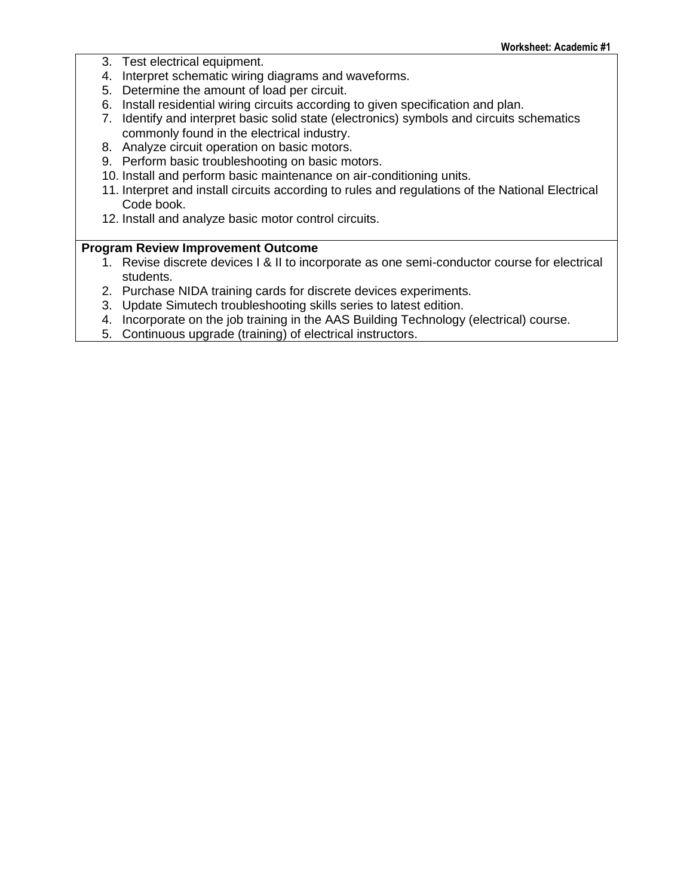3. Test electrical equipment.
4. Interpret schematic wiring diagrams and waveforms.
5. Determine the amount of load per circuit.
6. Install residential wiring circuits according to given specification and plan.
7. Identify and interpret basic solid state (electronics) symbols and circuits schematics commonly found in the electrical industry.
8. Analyze circuit operation on basic motors.
9. Perform basic troubleshooting on basic motors.
10. Install and perform basic maintenance on air-conditioning units.
11. Interpret and install circuits according to rules and regulations of the National Electrical Code book.
12. Install and analyze basic motor control circuits.

**Program Review Improvement Outcome**

1. Revise discrete devices I & II to incorporate as one semi-conductor course for electrical students.
2. Purchase NIDA training cards for discrete devices experiments.
3. Update Simutech troubleshooting skills series to latest edition.
4. Incorporate on the job training in the AAS Building Technology (electrical) course.
5. Continuous upgrade (training) of electrical instructors.